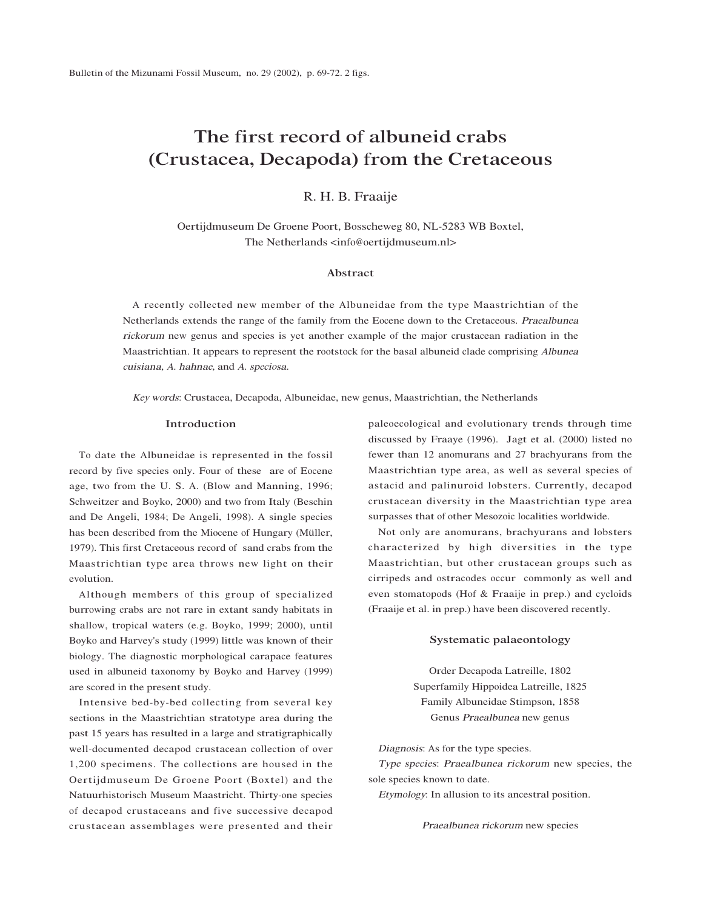# The first record of albuneid crabs (Crustacea, Decapoda) from the Cretaceous

R. H. B. Fraaije

Oertijdmuseum De Groene Poort, Bosscheweg 80, NL-5283 WB Boxtel, The Netherlands <info@oertijdmuseum.nl>

## Abstract

A recently collected new member of the Albuneidae from the type Maastrichtian of the Netherlands extends the range of the family from the Eocene down to the Cretaceous. *Praealbunea rickorum* new genus and species is yet another example of the major crustacean radiation in the Maastrichtian. It appears to represent the rootstock for the basal albuneid clade comprising *Albunea cuisiana, A. hahnae,* and *A. speciosa.*

*Key words*: Crustacea, Decapoda, Albuneidae, new genus, Maastrichtian, the Netherlands

## Introduction

To date the Albuneidae is represented in the fossil record by five species only. Four of these are of Eocene age, two from the U. S. A. (Blow and Manning, 1996; Schweitzer and Boyko, 2000) and two from Italy (Beschin and De Angeli, 1984; De Angeli, 1998). A single species has been described from the Miocene of Hungary (Müller, 1979). This first Cretaceous record of sand crabs from the Maastrichtian type area throws new light on their evolution.

Although members of this group of specialized burrowing crabs are not rare in extant sandy habitats in shallow, tropical waters (e.g. Boyko, 1999; 2000), until Boyko and Harvey's study (1999) little was known of their biology. The diagnostic morphological carapace features used in albuneid taxonomy by Boyko and Harvey (1999) are scored in the present study.

Intensive bed-by-bed collecting from several key sections in the Maastrichtian stratotype area during the past 15 years has resulted in a large and stratigraphically well-documented decapod crustacean collection of over 1,200 specimens. The collections are housed in the Oertijdmuseum De Groene Poort (Boxtel) and the Natuurhistorisch Museum Maastricht. Thirty-one species of decapod crustaceans and five successive decapod crustacean assemblages were presented and their paleoecological and evolutionary trends through time discussed by Fraaye (1996). Jagt et al. (2000) listed no fewer than 12 anomurans and 27 brachyurans from the Maastrichtian type area, as well as several species of astacid and palinuroid lobsters. Currently, decapod crustacean diversity in the Maastrichtian type area surpasses that of other Mesozoic localities worldwide.

Not only are anomurans, brachyurans and lobsters characterized by high diversities in the type Maastrichtian, but other crustacean groups such as cirripeds and ostracodes occur commonly as well and even stomatopods (Hof & Fraaije in prep.) and cycloids (Fraaije et al. in prep.) have been discovered recently.

## Systematic palaeontology

Order Decapoda Latreille, 1802
Superfamily Hippoidea Latreille, 1825
Family Albuneidae Stimpson, 1858
Genus *Praealbunea* new genus

*Diagnosis*: As for the type species.

*Type species*: *Praealbunea rickorum* new species, the sole species known to date.

*Etymology*: In allusion to its ancestral position.

*Praealbunea rickorum* new species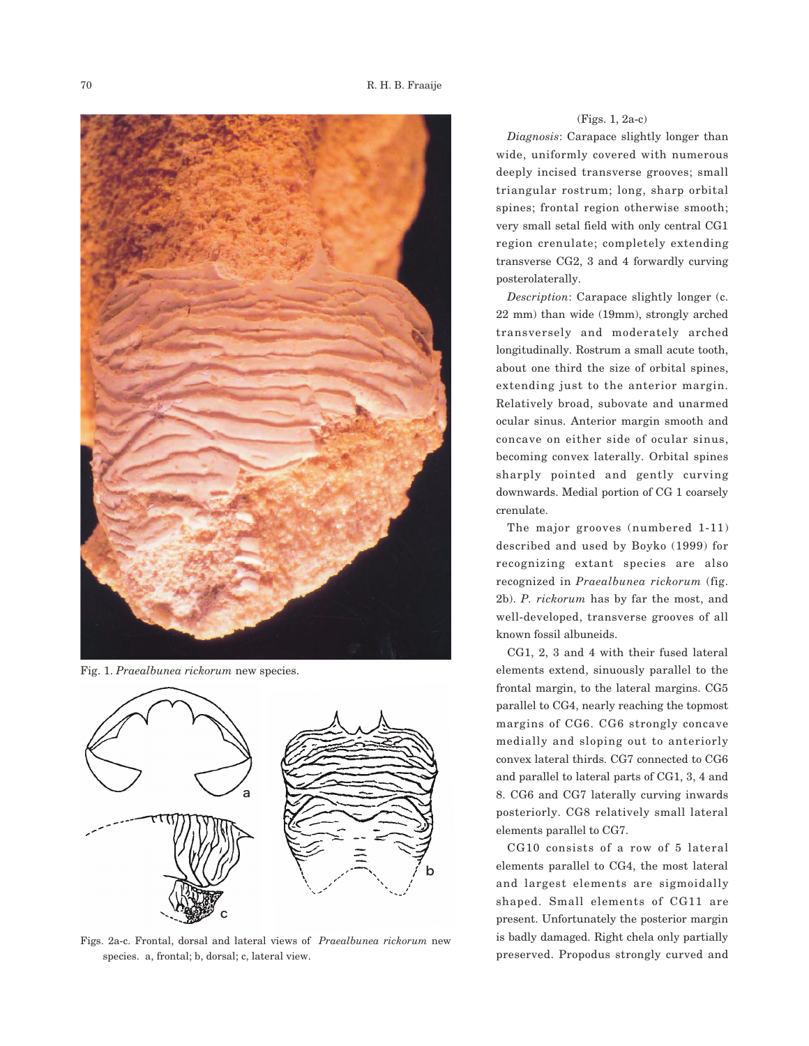Fig. 1. *Praealbunea rickorum* new species.

Figs. 2a-c. Frontal, dorsal and lateral views of *Praealbunea rickorum* new species. a, frontal; b, dorsal; c, lateral view.

(Figs. 1, 2a-c)

*Diagnosis*: Carapace slightly longer than wide, uniformly covered with numerous deeply incised transverse grooves; small triangular rostrum; long, sharp orbital spines; frontal region otherwise smooth; very small setal field with only central CG1 region crenulate; completely extending transverse CG2, 3 and 4 forwardly curving posterolaterally.

*Description*: Carapace slightly longer (c. 22 mm) than wide (19mm), strongly arched transversely and moderately arched longitudinally. Rostrum a small acute tooth, about one third the size of orbital spines, extending just to the anterior margin. Relatively broad, subovate and unarmed ocular sinus. Anterior margin smooth and concave on either side of ocular sinus, becoming convex laterally. Orbital spines sharply pointed and gently curving downwards. Medial portion of CG 1 coarsely crenulate.

The major grooves (numbered 1-11) described and used by Boyko (1999) for recognizing extant species are also recognized in *Praealbunea rickorum* (fig. 2b). *P. rickorum* has by far the most, and well-developed, transverse grooves of all known fossil albuneids.

CG1, 2, 3 and 4 with their fused lateral elements extend, sinuously parallel to the frontal margin, to the lateral margins. CG5 parallel to CG4, nearly reaching the topmost margins of CG6. CG6 strongly concave medially and sloping out to anteriorly convex lateral thirds. CG7 connected to CG6 and parallel to lateral parts of CG1, 3, 4 and 8. CG6 and CG7 laterally curving inwards posteriorly. CG8 relatively small lateral elements parallel to CG7.

CG10 consists of a row of 5 lateral elements parallel to CG4, the most lateral and largest elements are sigmoidally shaped. Small elements of CG11 are present. Unfortunately the posterior margin is badly damaged. Right chela only partially preserved. Propodus strongly curved and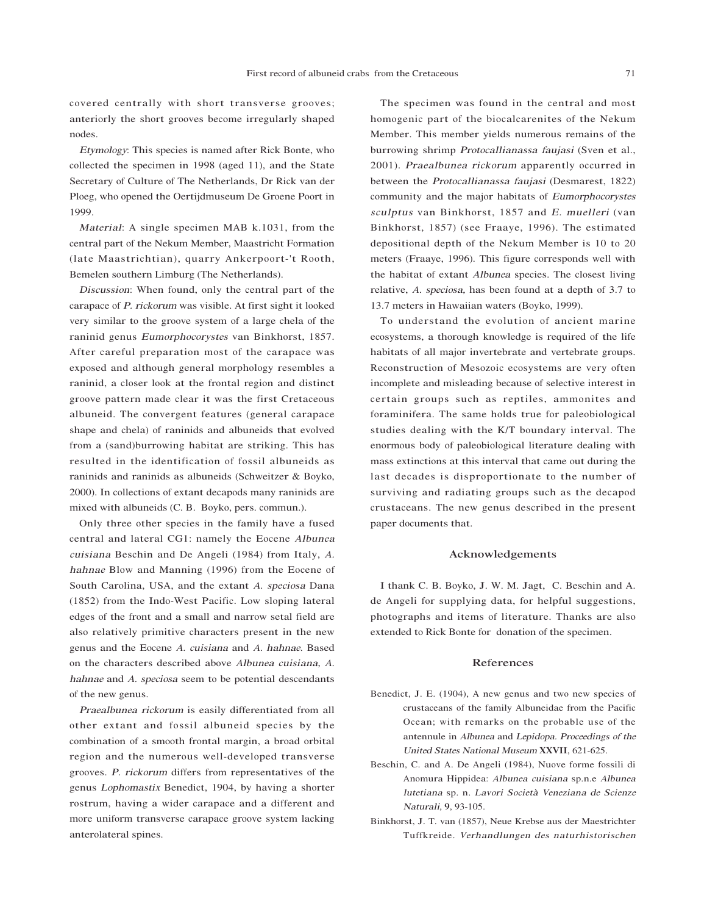covered centrally with short transverse grooves; anteriorly the short grooves become irregularly shaped nodes.

*Etymology*: This species is named after Rick Bonte, who collected the specimen in 1998 (aged 11), and the State Secretary of Culture of The Netherlands, Dr Rick van der Ploeg, who opened the Oertijdmuseum De Groene Poort in 1999.

*Material*: A single specimen MAB k.1031, from the central part of the Nekum Member, Maastricht Formation (late Maastrichtian), quarry Ankerpoort-'t Rooth, Bemelen southern Limburg (The Netherlands).

*Discussion*: When found, only the central part of the carapace of *P. rickorum* was visible. At first sight it looked very similar to the groove system of a large chela of the raninid genus *Eumorphocorystes* van Binkhorst, 1857. After careful preparation most of the carapace was exposed and although general morphology resembles a raninid, a closer look at the frontal region and distinct groove pattern made clear it was the first Cretaceous albuneid. The convergent features (general carapace shape and chela) of raninids and albuneids that evolved from a (sand)burrowing habitat are striking. This has resulted in the identification of fossil albuneids as raninids and raninids as albuneids (Schweitzer & Boyko, 2000). In collections of extant decapods many raninids are mixed with albuneids (C. B. Boyko, pers. commun.).

Only three other species in the family have a fused central and lateral CG1: namely the Eocene *Albunea cuisiana* Beschin and De Angeli (1984) from Italy, *A. hahnae* Blow and Manning (1996) from the Eocene of South Carolina, USA, and the extant *A. speciosa* Dana (1852) from the Indo-West Pacific. Low sloping lateral edges of the front and a small and narrow setal field are also relatively primitive characters present in the new genus and the Eocene *A. cuisiana* and *A. hahnae*. Based on the characters described above *Albunea cuisiana*, *A. hahnae* and *A. speciosa* seem to be potential descendants of the new genus.

*Praealbunea rickorum* is easily differentiated from all other extant and fossil albuneid species by the combination of a smooth frontal margin, a broad orbital region and the numerous well-developed transverse grooves. *P. rickorum* differs from representatives of the genus *Lophomastix* Benedict, 1904, by having a shorter rostrum, having a wider carapace and a different and more uniform transverse carapace groove system lacking anterolateral spines.

The specimen was found in the central and most homogenic part of the biocalcarenites of the Nekum Member. This member yields numerous remains of the burrowing shrimp *Protocallianassa faujasi* (Sven et al., 2001). *Praealbunea rickorum* apparently occurred in between the *Protocallianassa faujasi* (Desmarest, 1822) community and the major habitats of *Eumorphocorystes sculptus* van Binkhorst, 1857 and *E. muelleri* (van Binkhorst, 1857) (see Fraaye, 1996). The estimated depositional depth of the Nekum Member is 10 to 20 meters (Fraaye, 1996). This figure corresponds well with the habitat of extant *Albunea* species. The closest living relative, *A. speciosa*, has been found at a depth of 3.7 to 13.7 meters in Hawaiian waters (Boyko, 1999).

To understand the evolution of ancient marine ecosystems, a thorough knowledge is required of the life habitats of all major invertebrate and vertebrate groups. Reconstruction of Mesozoic ecosystems are very often incomplete and misleading because of selective interest in certain groups such as reptiles, ammonites and foraminifera. The same holds true for paleobiological studies dealing with the K/T boundary interval. The enormous body of paleobiological literature dealing with mass extinctions at this interval that came out during the last decades is disproportionate to the number of surviving and radiating groups such as the decapod crustaceans. The new genus described in the present paper documents that.

## Acknowledgements

I thank C. B. Boyko, J. W. M. Jagt, C. Beschin and A. de Angeli for supplying data, for helpful suggestions, photographs and items of literature. Thanks are also extended to Rick Bonte for donation of the specimen.

## References

Benedict, J. E. (1904), A new genus and two new species of crustaceans of the family Albuneidae from the Pacific Ocean; with remarks on the probable use of the antennule in *Albunea* and *Lepidopa*. *Proceedings of the United States National Museum* **XXVII**, 621-625.

Beschin, C. and A. De Angeli (1984), Nuove forme fossili di Anomura Hippidea: *Albunea cuisiana* sp.n.e *Albunea lutetiana* sp. n. *Lavori Società Veneziana de Scienze Naturali*, **9**, 93-105.

Binkhorst, J. T. van (1857), Neue Krebse aus der Maestrichter Tuffkreide. *Verhandlungen des naturhistorischen*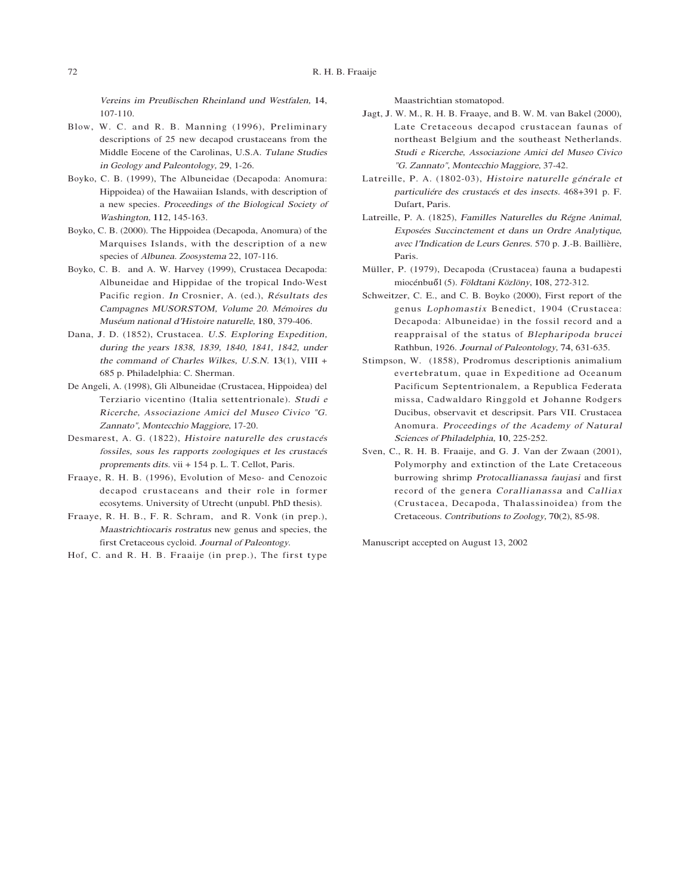*Vereins im Preußischen Rheinland und Westfalen,* **14**, 107-110.

Blow, W. C. and R. B. Manning (1996), Preliminary descriptions of 25 new decapod crustaceans from the Middle Eocene of the Carolinas, U.S.A. *Tulane Studies in Geology and Paleontology*, **29**, 1-26.

Boyko, C. B. (1999), The Albuneidae (Decapoda: Anomura: Hippoidea) of the Hawaiian Islands, with description of a new species. *Proceedings of the Biological Society of Washington,* **112**, 145-163.

Boyko, C. B. (2000). The Hippoidea (Decapoda, Anomura) of the Marquises Islands, with the description of a new species of *Albunea*. *Zoosystema* 22, 107-116.

Boyko, C. B. and A. W. Harvey (1999), Crustacea Decapoda: Albuneidae and Hippidae of the tropical Indo-West Pacific region. *In* Crosnier, A. (ed.), *Résultats des Campagnes MUSORSTOM, Volume 20. Mémoires du Muséum national d'Histoire naturelle,* **180**, 379-406.

Dana, J. D. (1852), Crustacea. *U.S. Exploring Expedition, during the years 1838, 1839, 1840, 1841, 1842, under the command of Charles Wilkes, U.S.N.* **13**(1), VIII + 685 p. Philadelphia: C. Sherman.

De Angeli, A. (1998), Gli Albuneidae (Crustacea, Hippoidea) del Terziario vicentino (Italia settentrionale). *Studi e Ricerche, Associazione Amici del Museo Civico "G. Zannato", Montecchio Maggiore,* 17-20.

Desmarest, A. G. (1822), *Histoire naturelle des crustacés fossiles, sous les rapports zoologiques et les crustacés proprements dits.* vii + 154 p. L. T. Cellot, Paris.

Fraaye, R. H. B. (1996), Evolution of Meso- and Cenozoic decapod crustaceans and their role in former ecosytems. University of Utrecht (unpubl. PhD thesis).

Fraaye, R. H. B., F. R. Schram, and R. Vonk (in prep.), *Maastrichtiocaris rostratus* new genus and species, the first Cretaceous cycloid. *Journal of Paleontogy.*

Hof, C. and R. H. B. Fraaije (in prep.), The first type Maastrichtian stomatopod.

Jagt, J. W. M., R. H. B. Fraaye, and B. W. M. van Bakel (2000), Late Cretaceous decapod crustacean faunas of northeast Belgium and the southeast Netherlands. *Studi e Ricerche, Associazione Amici del Museo Civico "G. Zannato", Montecchio Maggiore,* 37-42.

Latreille, P. A. (1802-03), *Histoire naturelle générale et particuliére des crustacés et des insects.* 468+391 p. F. Dufart, Paris.

Latreille, P. A. (1825), *Familles Naturelles du Régne Animal, Exposées Succinctement et dans un Ordre Analytique, avec l'Indication de Leurs Genres.* 570 p. J.-B. Baillière, Paris.

Müller, P. (1979), Decapoda (Crustacea) fauna a budapesti miocénbuől (5). *Földtani Közlöny*, **108**, 272-312.

Schweitzer, C. E., and C. B. Boyko (2000), First report of the genus *Lophomastix* Benedict, 1904 (Crustacea: Decapoda: Albuneidae) in the fossil record and a reappraisal of the status of *Blepharipoda brucei* Rathbun, 1926. *Journal of Paleontology*, **74**, 631-635.

Stimpson, W. (1858), Prodromus descriptionis animalium evertebratum, quae in Expeditione ad Oceanum Pacificum Septentrionalem, a Republica Federata missa, Cadwaldaro Ringgold et Johanne Rodgers Ducibus, observavit et descripsit. Pars VII. Crustacea Anomura. *Proceedings of the Academy of Natural Sciences of Philadelphia,* **10**, 225-252.

Sven, C., R. H. B. Fraaije, and G. J. Van der Zwaan (2001), Polymorphy and extinction of the Late Cretaceous burrowing shrimp *Protocallianassa faujasi* and first record of the genera *Corallianassa* and *Calliax* (Crustacea, Decapoda, Thalassinoidea) from the Cretaceous. *Contributions to Zoology*, **70**(2), 85-98.

Manuscript accepted on August 13, 2002